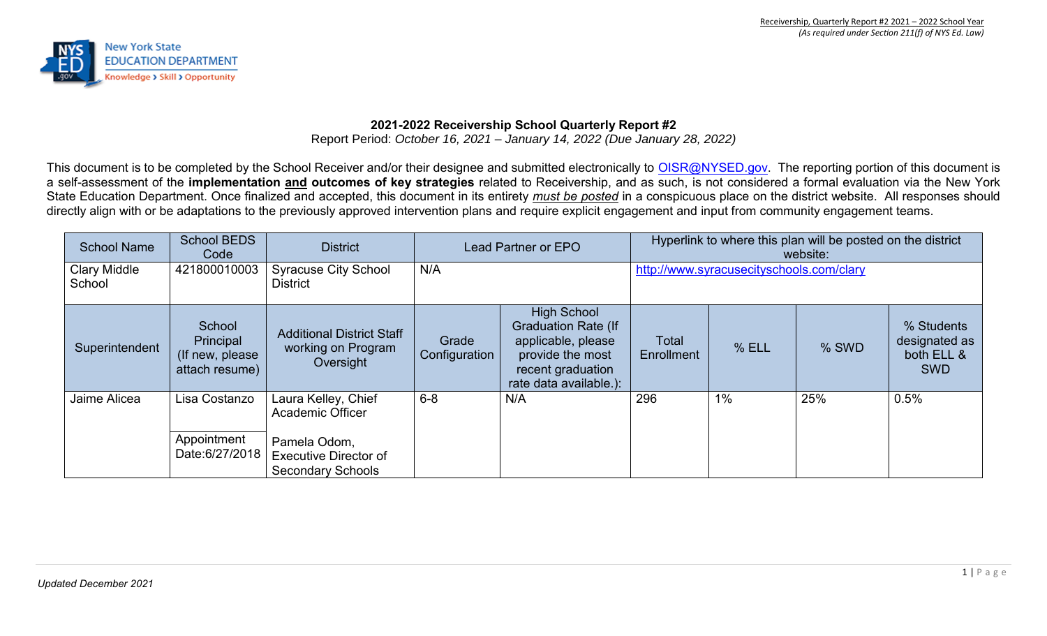**2021-2022 Receivership School Quarterly Report #2**

Report Period: *October 16, 2021 – January 14, 2022 (Due January 28, 2022)*

This document is to be completed by the School Receiver and/or their designee and submitted electronically to OISR@NYSED.gov. The reporting portion of this document is a self-assessment of the **implementation and outcomes of key strategies** related to Receivership, and as such, is not considered a formal evaluation via the New York State Education Department. Once finalized and accepted, this document in its entirety *must be posted* in a conspicuous place on the district website. All responses should directly align with or be adaptations to the previously approved intervention plans and require explicit engagement and input from community engagement teams.

| School Name | School BEDS Code | District | Lead Partner or EPO | | Hyperlink to where this plan will be posted on the district website: | | | |
|---|---|---|---|---|---|---|---|---|
| Clary Middle School | 421800010003 | Syracuse City School District | N/A | | http://www.syracusecityschools.com/clary | | | |
| **Superintendent** | **School Principal (If new, please attach resume)** | **Additional District Staff working on Program Oversight** | **Grade Configuration** | **High School Graduation Rate (If applicable, please provide the most recent graduation rate data available.):** | **Total Enrollment** | **% ELL** | **% SWD** | **% Students designated as both ELL & SWD** |
| Jaime Alicea | Lisa Costanzo<br><br>Appointment Date:6/27/2018 | Laura Kelley, Chief Academic Officer<br><br>Pamela Odom, Executive Director of Secondary Schools | 6-8 | N/A | 296 | 1% | 25% | 0.5% |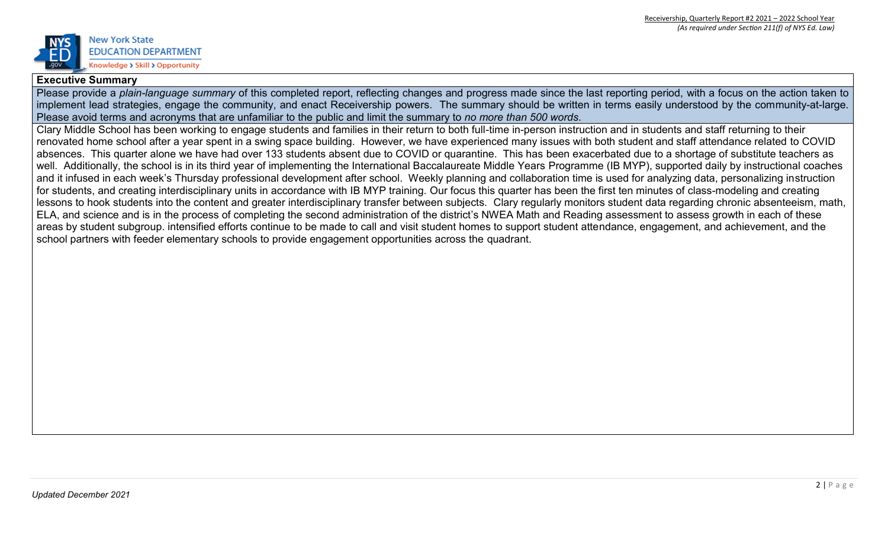**Executive Summary**

Please provide a *plain-language summary* of this completed report, reflecting changes and progress made since the last reporting period, with a focus on the action taken to implement lead strategies, engage the community, and enact Receivership powers. The summary should be written in terms easily understood by the community-at-large. Please avoid terms and acronyms that are unfamiliar to the public and limit the summary to *no more than 500 words*.

Clary Middle School has been working to engage students and families in their return to both full-time in-person instruction and in students and staff returning to their renovated home school after a year spent in a swing space building. However, we have experienced many issues with both student and staff attendance related to COVID absences. This quarter alone we have had over 133 students absent due to COVID or quarantine. This has been exacerbated due to a shortage of substitute teachers as well. Additionally, the school is in its third year of implementing the International Baccalaureate Middle Years Programme (IB MYP), supported daily by instructional coaches and it infused in each week's Thursday professional development after school. Weekly planning and collaboration time is used for analyzing data, personalizing instruction for students, and creating interdisciplinary units in accordance with IB MYP training. Our focus this quarter has been the first ten minutes of class-modeling and creating lessons to hook students into the content and greater interdisciplinary transfer between subjects. Clary regularly monitors student data regarding chronic absenteeism, math, ELA, and science and is in the process of completing the second administration of the district's NWEA Math and Reading assessment to assess growth in each of these areas by student subgroup. intensified efforts continue to be made to call and visit student homes to support student attendance, engagement, and achievement, and the school partners with feeder elementary schools to provide engagement opportunities across the quadrant.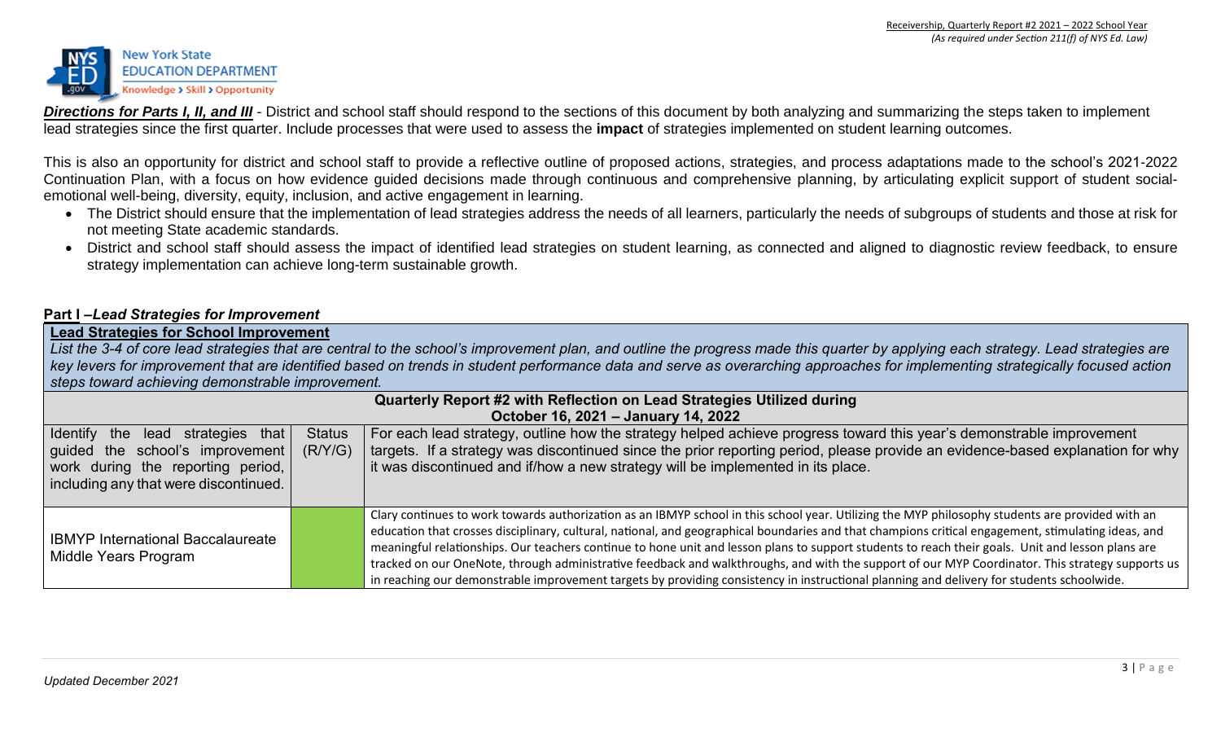***Directions for Parts I, II, and III*** - District and school staff should respond to the sections of this document by both analyzing and summarizing the steps taken to implement lead strategies since the first quarter. Include processes that were used to assess the **impact** of strategies implemented on student learning outcomes.

This is also an opportunity for district and school staff to provide a reflective outline of proposed actions, strategies, and process adaptations made to the school's 2021-2022 Continuation Plan, with a focus on how evidence guided decisions made through continuous and comprehensive planning, by articulating explicit support of student social-emotional well-being, diversity, equity, inclusion, and active engagement in learning.

- The District should ensure that the implementation of lead strategies address the needs of all learners, particularly the needs of subgroups of students and those at risk for not meeting State academic standards.
- District and school staff should assess the impact of identified lead strategies on student learning, as connected and aligned to diagnostic review feedback, to ensure strategy implementation can achieve long-term sustainable growth.

## Part I –*Lead Strategies for Improvement*

**Lead Strategies for School Improvement**

*List the 3-4 of core lead strategies that are central to the school's improvement plan, and outline the progress made this quarter by applying each strategy. Lead strategies are key levers for improvement that are identified based on trends in student performance data and serve as overarching approaches for implementing strategically focused action steps toward achieving demonstrable improvement.*

| Quarterly Report #2 with Reflection on Lead Strategies Utilized during October 16, 2021 – January 14, 2022 | | |
|---|---|---|
| Identify the lead strategies that guided the school's improvement work during the reporting period, including any that were discontinued. | Status (R/Y/G) | For each lead strategy, outline how the strategy helped achieve progress toward this year's demonstrable improvement targets. If a strategy was discontinued since the prior reporting period, please provide an evidence-based explanation for why it was discontinued and if/how a new strategy will be implemented in its place. |
| IBMYP International Baccalaureate Middle Years Program | | Clary continues to work towards authorization as an IBMYP school in this school year. Utilizing the MYP philosophy students are provided with an education that crosses disciplinary, cultural, national, and geographical boundaries and that champions critical engagement, stimulating ideas, and meaningful relationships. Our teachers continue to hone unit and lesson plans to support students to reach their goals. Unit and lesson plans are tracked on our OneNote, through administrative feedback and walkthroughs, and with the support of our MYP Coordinator. This strategy supports us in reaching our demonstrable improvement targets by providing consistency in instructional planning and delivery for students schoolwide. |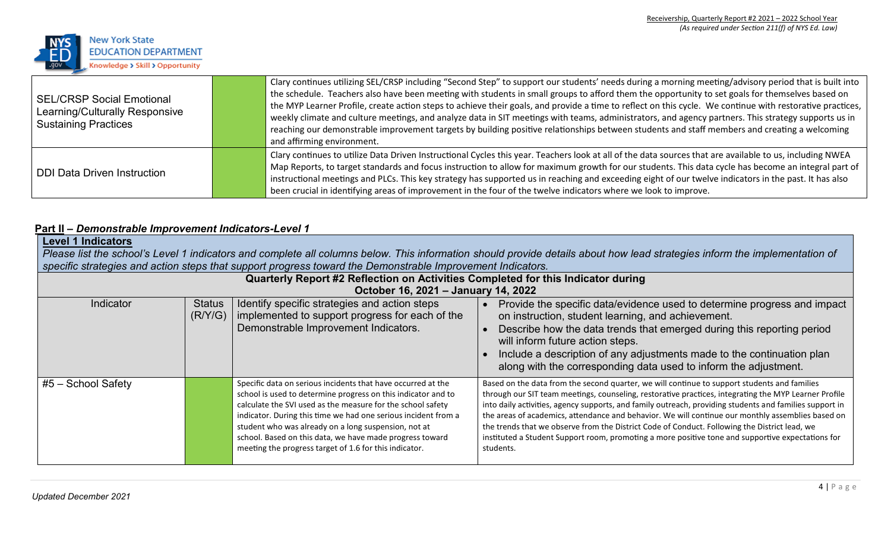| SEL/CRSP Social Emotional Learning/Culturally Responsive Sustaining Practices | | Clary continues utilizing SEL/CRSP including "Second Step" to support our students' needs during a morning meeting/advisory period that is built into the schedule. Teachers also have been meeting with students in small groups to afford them the opportunity to set goals for themselves based on the MYP Learner Profile, create action steps to achieve their goals, and provide a time to reflect on this cycle. We continue with restorative practices, weekly climate and culture meetings, and analyze data in SIT meetings with teams, administrators, and agency partners. This strategy supports us in reaching our demonstrable improvement targets by building positive relationships between students and staff members and creating a welcoming and affirming environment. |
|---|---|---|
| DDI Data Driven Instruction | | Clary continues to utilize Data Driven Instructional Cycles this year. Teachers look at all of the data sources that are available to us, including NWEA Map Reports, to target standards and focus instruction to allow for maximum growth for our students. This data cycle has become an integral part of instructional meetings and PLCs. This key strategy has supported us in reaching and exceeding eight of our twelve indicators in the past. It has also been crucial in identifying areas of improvement in the four of the twelve indicators where we look to improve. |

## Part II – *Demonstrable Improvement Indicators-Level 1*

**Level 1 Indicators**

*Please list the school's Level 1 indicators and complete all columns below. This information should provide details about how lead strategies inform the implementation of specific strategies and action steps that support progress toward the Demonstrable Improvement Indicators.*

**Quarterly Report #2 Reflection on Activities Completed for this Indicator during October 16, 2021 – January 14, 2022**

| Indicator | Status (R/Y/G) | Identify specific strategies and action steps implemented to support progress for each of the Demonstrable Improvement Indicators. | • Provide the specific data/evidence used to determine progress and impact on instruction, student learning, and achievement.<br>• Describe how the data trends that emerged during this reporting period will inform future action steps.<br>• Include a description of any adjustments made to the continuation plan along with the corresponding data used to inform the adjustment. |
|---|---|---|---|
| #5 – School Safety | | Specific data on serious incidents that have occurred at the school is used to determine progress on this indicator and to calculate the SVI used as the measure for the school safety indicator. During this time we had one serious incident from a student who was already on a long suspension, not at school. Based on this data, we have made progress toward meeting the progress target of 1.6 for this indicator. | Based on the data from the second quarter, we will continue to support students and families through our SIT team meetings, counseling, restorative practices, integrating the MYP Learner Profile into daily activities, agency supports, and family outreach, providing students and families support in the areas of academics, attendance and behavior. We will continue our monthly assemblies based on the trends that we observe from the District Code of Conduct. Following the District lead, we instituted a Student Support room, promoting a more positive tone and supportive expectations for students. |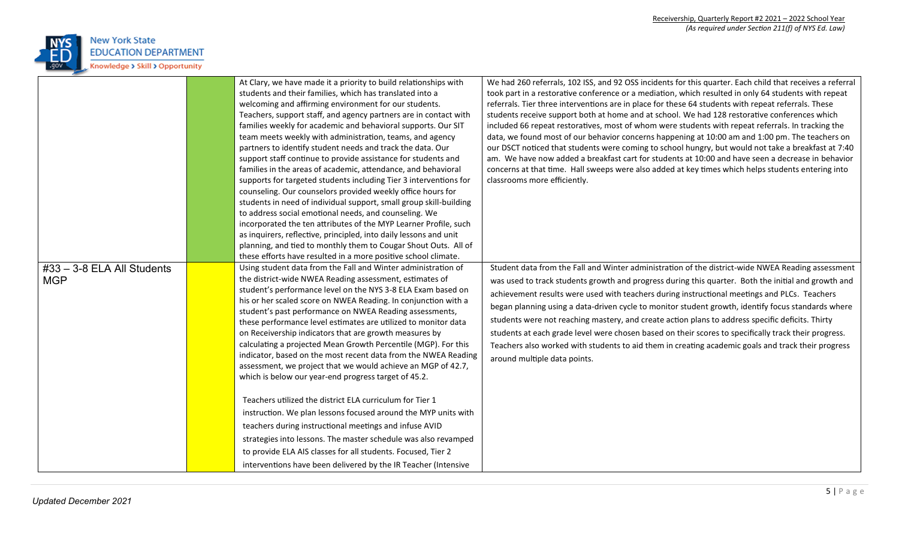| | | | |
|---|---|---|---|
| | | At Clary, we have made it a priority to build relationships with students and their families, which has translated into a welcoming and affirming environment for our students. Teachers, support staff, and agency partners are in contact with families weekly for academic and behavioral supports. Our SIT team meets weekly with administration, teams, and agency partners to identify student needs and track the data. Our support staff continue to provide assistance for students and families in the areas of academic, attendance, and behavioral supports for targeted students including Tier 3 interventions for counseling. Our counselors provided weekly office hours for students in need of individual support, small group skill-building to address social emotional needs, and counseling. We incorporated the ten attributes of the MYP Learner Profile, such as inquirers, reflective, principled, into daily lessons and unit planning, and tied to monthly them to Cougar Shout Outs. All of these efforts have resulted in a more positive school climate. | We had 260 referrals, 102 ISS, and 92 OSS incidents for this quarter. Each child that receives a referral took part in a restorative conference or a mediation, which resulted in only 64 students with repeat referrals. Tier three interventions are in place for these 64 students with repeat referrals. These students receive support both at home and at school. We had 128 restorative conferences which included 66 repeat restoratives, most of whom were students with repeat referrals. In tracking the data, we found most of our behavior concerns happening at 10:00 am and 1:00 pm. The teachers on our DSCT noticed that students were coming to school hungry, but would not take a breakfast at 7:40 am. We have now added a breakfast cart for students at 10:00 and have seen a decrease in behavior concerns at that time. Hall sweeps were also added at key times which helps students entering into classrooms more efficiently. |
| #33 – 3-8 ELA All Students MGP | | Using student data from the Fall and Winter administration of the district-wide NWEA Reading assessment, estimates of student's performance level on the NYS 3-8 ELA Exam based on his or her scaled score on NWEA Reading. In conjunction with a student's past performance on NWEA Reading assessments, these performance level estimates are utilized to monitor data on Receivership indicators that are growth measures by calculating a projected Mean Growth Percentile (MGP). For this indicator, based on the most recent data from the NWEA Reading assessment, we project that we would achieve an MGP of 42.7, which is below our year-end progress target of 45.2.<br><br>Teachers utilized the district ELA curriculum for Tier 1 instruction. We plan lessons focused around the MYP units with teachers during instructional meetings and infuse AVID strategies into lessons. The master schedule was also revamped to provide ELA AIS classes for all students. Focused, Tier 2 interventions have been delivered by the IR Teacher (Intensive | Student data from the Fall and Winter administration of the district-wide NWEA Reading assessment was used to track students growth and progress during this quarter. Both the initial and growth and achievement results were used with teachers during instructional meetings and PLCs. Teachers began planning using a data-driven cycle to monitor student growth, identify focus standards where students were not reaching mastery, and create action plans to address specific deficits. Thirty students at each grade level were chosen based on their scores to specifically track their progress. Teachers also worked with students to aid them in creating academic goals and track their progress around multiple data points. |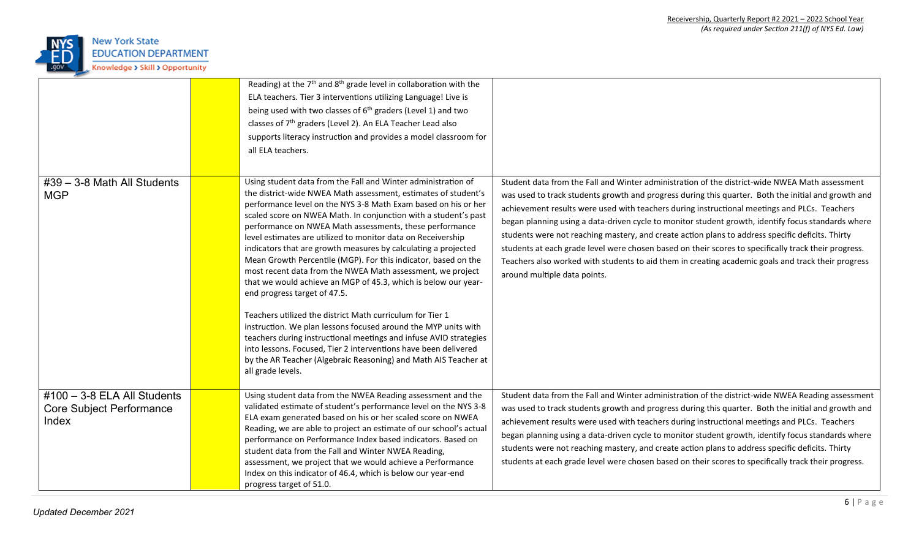| | | | |
|---|---|---|---|
| | | Reading) at the 7th and 8th grade level in collaboration with the ELA teachers. Tier 3 interventions utilizing Language! Live is being used with two classes of 6th graders (Level 1) and two classes of 7th graders (Level 2). An ELA Teacher Lead also supports literacy instruction and provides a model classroom for all ELA teachers. | |
| #39 – 3-8 Math All Students MGP | | Using student data from the Fall and Winter administration of the district-wide NWEA Math assessment, estimates of student's performance level on the NYS 3-8 Math Exam based on his or her scaled score on NWEA Math. In conjunction with a student's past performance on NWEA Math assessments, these performance level estimates are utilized to monitor data on Receivership indicators that are growth measures by calculating a projected Mean Growth Percentile (MGP). For this indicator, based on the most recent data from the NWEA Math assessment, we project that we would achieve an MGP of 45.3, which is below our year-end progress target of 47.5.<br><br>Teachers utilized the district Math curriculum for Tier 1 instruction. We plan lessons focused around the MYP units with teachers during instructional meetings and infuse AVID strategies into lessons. Focused, Tier 2 interventions have been delivered by the AR Teacher (Algebraic Reasoning) and Math AIS Teacher at all grade levels. | Student data from the Fall and Winter administration of the district-wide NWEA Math assessment was used to track students growth and progress during this quarter. Both the initial and growth and achievement results were used with teachers during instructional meetings and PLCs. Teachers began planning using a data-driven cycle to monitor student growth, identify focus standards where students were not reaching mastery, and create action plans to address specific deficits. Thirty students at each grade level were chosen based on their scores to specifically track their progress. Teachers also worked with students to aid them in creating academic goals and track their progress around multiple data points. |
| #100 – 3-8 ELA All Students Core Subject Performance Index | | Using student data from the NWEA Reading assessment and the validated estimate of student's performance level on the NYS 3-8 ELA exam generated based on his or her scaled score on NWEA Reading, we are able to project an estimate of our school's actual performance on Performance Index based indicators. Based on student data from the Fall and Winter NWEA Reading, assessment, we project that we would achieve a Performance Index on this indicator of 46.4, which is below our year-end progress target of 51.0. | Student data from the Fall and Winter administration of the district-wide NWEA Reading assessment was used to track students growth and progress during this quarter. Both the initial and growth and achievement results were used with teachers during instructional meetings and PLCs. Teachers began planning using a data-driven cycle to monitor student growth, identify focus standards where students were not reaching mastery, and create action plans to address specific deficits. Thirty students at each grade level were chosen based on their scores to specifically track their progress. |

*Updated December 2021*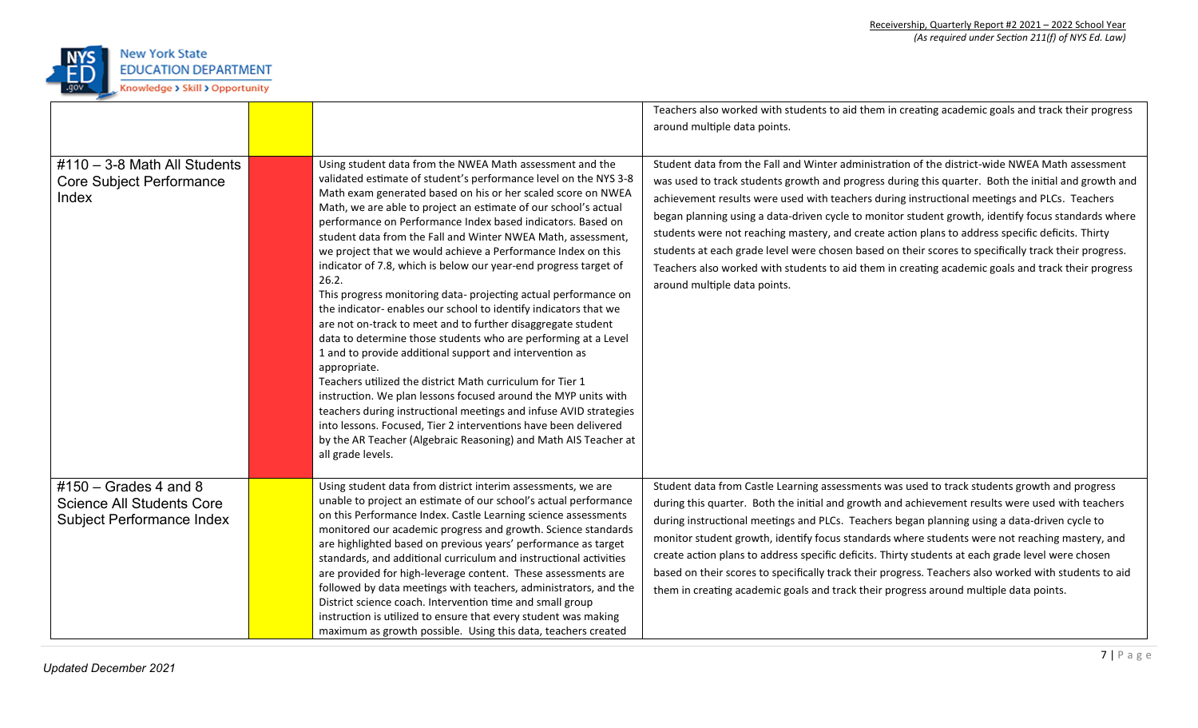| | | | |
|---|---|---|---|
| | | | Teachers also worked with students to aid them in creating academic goals and track their progress around multiple data points. |
| #110 – 3-8 Math All Students Core Subject Performance Index | | Using student data from the NWEA Math assessment and the validated estimate of student's performance level on the NYS 3-8 Math exam generated based on his or her scaled score on NWEA Math, we are able to project an estimate of our school's actual performance on Performance Index based indicators. Based on student data from the Fall and Winter NWEA Math, assessment, we project that we would achieve a Performance Index on this indicator of 7.8, which is below our year-end progress target of 26.2.<br>This progress monitoring data- projecting actual performance on the indicator- enables our school to identify indicators that we are not on-track to meet and to further disaggregate student data to determine those students who are performing at a Level 1 and to provide additional support and intervention as appropriate.<br>Teachers utilized the district Math curriculum for Tier 1 instruction. We plan lessons focused around the MYP units with teachers during instructional meetings and infuse AVID strategies into lessons. Focused, Tier 2 interventions have been delivered by the AR Teacher (Algebraic Reasoning) and Math AIS Teacher at all grade levels. | Student data from the Fall and Winter administration of the district-wide NWEA Math assessment was used to track students growth and progress during this quarter. Both the initial and growth and achievement results were used with teachers during instructional meetings and PLCs. Teachers began planning using a data-driven cycle to monitor student growth, identify focus standards where students were not reaching mastery, and create action plans to address specific deficits. Thirty students at each grade level were chosen based on their scores to specifically track their progress. Teachers also worked with students to aid them in creating academic goals and track their progress around multiple data points. |
| #150 – Grades 4 and 8 Science All Students Core Subject Performance Index | | Using student data from district interim assessments, we are unable to project an estimate of our school's actual performance on this Performance Index. Castle Learning science assessments monitored our academic progress and growth. Science standards are highlighted based on previous years' performance as target standards, and additional curriculum and instructional activities are provided for high-leverage content. These assessments are followed by data meetings with teachers, administrators, and the District science coach. Intervention time and small group instruction is utilized to ensure that every student was making maximum as growth possible. Using this data, teachers created | Student data from Castle Learning assessments was used to track students growth and progress during this quarter. Both the initial and growth and achievement results were used with teachers during instructional meetings and PLCs. Teachers began planning using a data-driven cycle to monitor student growth, identify focus standards where students were not reaching mastery, and create action plans to address specific deficits. Thirty students at each grade level were chosen based on their scores to specifically track their progress. Teachers also worked with students to aid them in creating academic goals and track their progress around multiple data points. |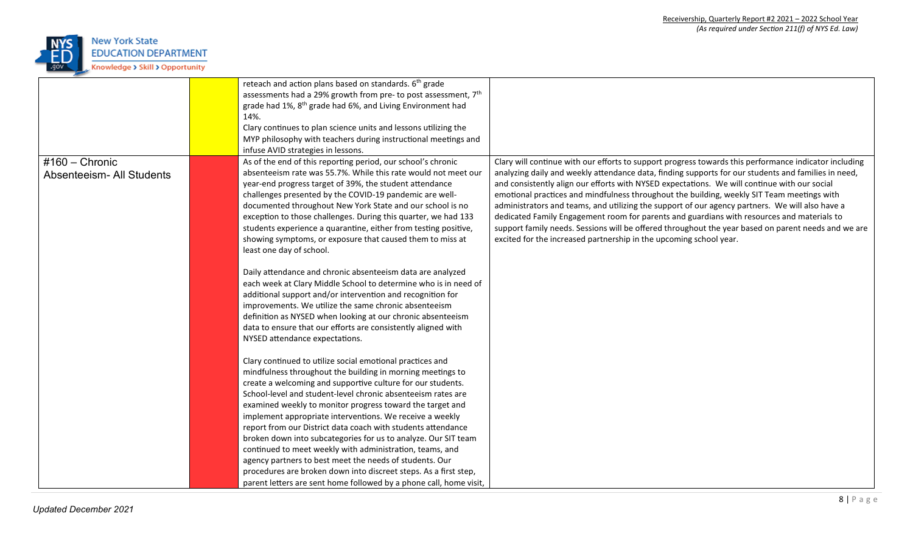| | | | |
|---|---|---|---|
| | | reteach and action plans based on standards. 6th grade assessments had a 29% growth from pre- to post assessment, 7th grade had 1%, 8th grade had 6%, and Living Environment had 14%.<br>Clary continues to plan science units and lessons utilizing the MYP philosophy with teachers during instructional meetings and infuse AVID strategies in lessons. | |
| #160 – Chronic Absenteeism- All Students | | As of the end of this reporting period, our school's chronic absenteeism rate was 55.7%. While this rate would not meet our year-end progress target of 39%, the student attendance challenges presented by the COVID-19 pandemic are well-documented throughout New York State and our school is no exception to those challenges. During this quarter, we had 133 students experience a quarantine, either from testing positive, showing symptoms, or exposure that caused them to miss at least one day of school.<br><br>Daily attendance and chronic absenteeism data are analyzed each week at Clary Middle School to determine who is in need of additional support and/or intervention and recognition for improvements. We utilize the same chronic absenteeism definition as NYSED when looking at our chronic absenteeism data to ensure that our efforts are consistently aligned with NYSED attendance expectations.<br><br>Clary continued to utilize social emotional practices and mindfulness throughout the building in morning meetings to create a welcoming and supportive culture for our students. School-level and student-level chronic absenteeism rates are examined weekly to monitor progress toward the target and implement appropriate interventions. We receive a weekly report from our District data coach with students attendance broken down into subcategories for us to analyze. Our SIT team continued to meet weekly with administration, teams, and agency partners to best meet the needs of students. Our procedures are broken down into discreet steps. As a first step, parent letters are sent home followed by a phone call, home visit, | Clary will continue with our efforts to support progress towards this performance indicator including analyzing daily and weekly attendance data, finding supports for our students and families in need, and consistently align our efforts with NYSED expectations. We will continue with our social emotional practices and mindfulness throughout the building, weekly SIT Team meetings with administrators and teams, and utilizing the support of our agency partners. We will also have a dedicated Family Engagement room for parents and guardians with resources and materials to support family needs. Sessions will be offered throughout the year based on parent needs and we are excited for the increased partnership in the upcoming school year. |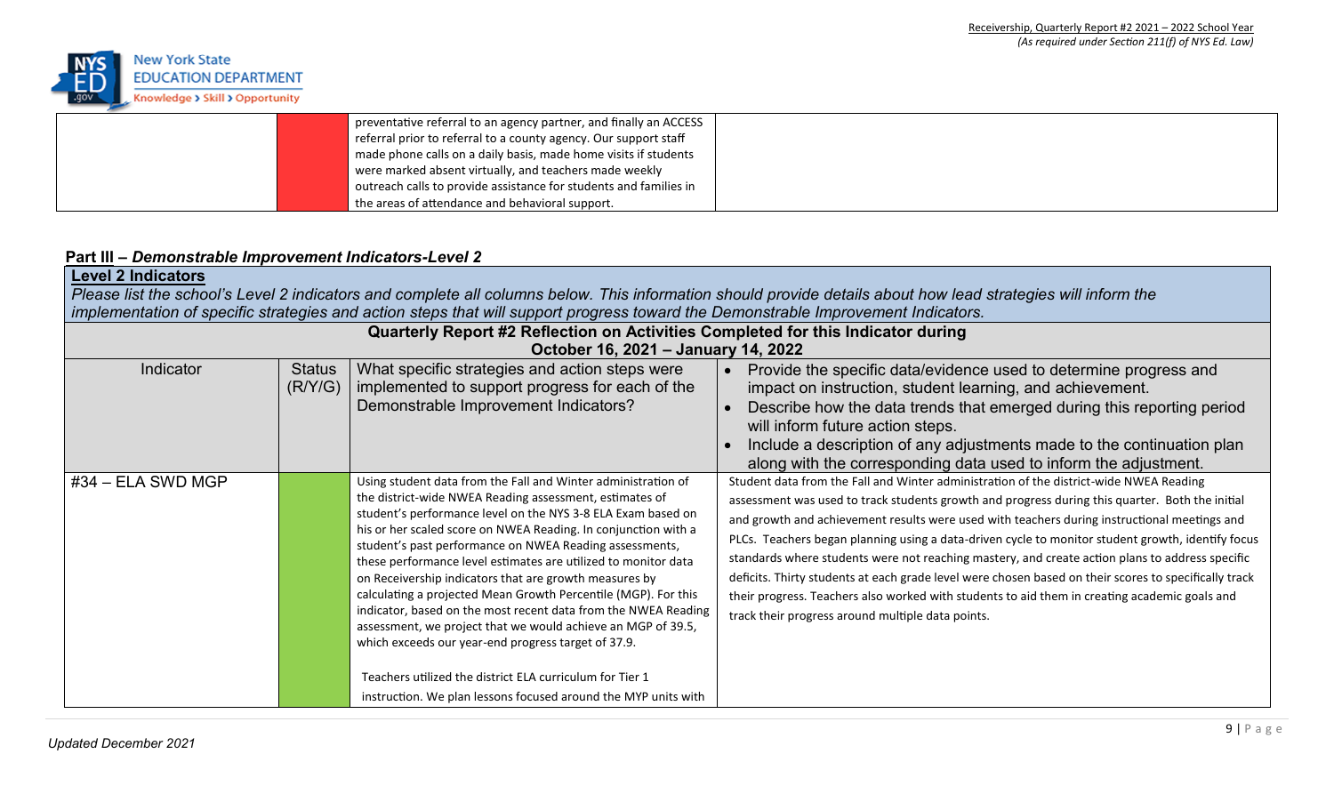| | | | |
|---|---|---|---|
| | | preventative referral to an agency partner, and finally an ACCESS referral prior to referral to a county agency. Our support staff made phone calls on a daily basis, made home visits if students were marked absent virtually, and teachers made weekly outreach calls to provide assistance for students and families in the areas of attendance and behavioral support. | |

## Part III – *Demonstrable Improvement Indicators-Level 2*

**Level 2 Indicators**

*Please list the school's Level 2 indicators and complete all columns below. This information should provide details about how lead strategies will inform the implementation of specific strategies and action steps that will support progress toward the Demonstrable Improvement Indicators.*

| Quarterly Report #2 Reflection on Activities Completed for this Indicator during October 16, 2021 – January 14, 2022 | | | |
|---|---|---|---|
| Indicator | Status (R/Y/G) | What specific strategies and action steps were implemented to support progress for each of the Demonstrable Improvement Indicators? | • Provide the specific data/evidence used to determine progress and impact on instruction, student learning, and achievement.<br>• Describe how the data trends that emerged during this reporting period will inform future action steps.<br>• Include a description of any adjustments made to the continuation plan along with the corresponding data used to inform the adjustment. |
| #34 – ELA SWD MGP | | Using student data from the Fall and Winter administration of the district-wide NWEA Reading assessment, estimates of student's performance level on the NYS 3-8 ELA Exam based on his or her scaled score on NWEA Reading. In conjunction with a student's past performance on NWEA Reading assessments, these performance level estimates are utilized to monitor data on Receivership indicators that are growth measures by calculating a projected Mean Growth Percentile (MGP). For this indicator, based on the most recent data from the NWEA Reading assessment, we project that we would achieve an MGP of 39.5, which exceeds our year-end progress target of 37.9.<br><br>Teachers utilized the district ELA curriculum for Tier 1 instruction. We plan lessons focused around the MYP units with | Student data from the Fall and Winter administration of the district-wide NWEA Reading assessment was used to track students growth and progress during this quarter. Both the initial and growth and achievement results were used with teachers during instructional meetings and PLCs. Teachers began planning using a data-driven cycle to monitor student growth, identify focus standards where students were not reaching mastery, and create action plans to address specific deficits. Thirty students at each grade level were chosen based on their scores to specifically track their progress. Teachers also worked with students to aid them in creating academic goals and track their progress around multiple data points. |

*Updated December 2021*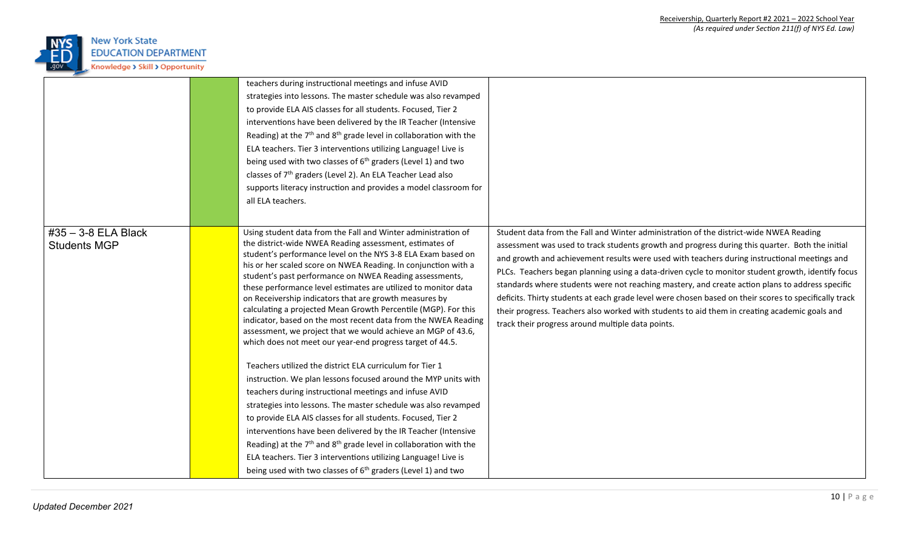| | | | |
|---|---|---|---|
| | | teachers during instructional meetings and infuse AVID strategies into lessons. The master schedule was also revamped to provide ELA AIS classes for all students. Focused, Tier 2 interventions have been delivered by the IR Teacher (Intensive Reading) at the 7th and 8th grade level in collaboration with the ELA teachers. Tier 3 interventions utilizing Language! Live is being used with two classes of 6th graders (Level 1) and two classes of 7th graders (Level 2). An ELA Teacher Lead also supports literacy instruction and provides a model classroom for all ELA teachers. | |
| #35 – 3-8 ELA Black Students MGP | | Using student data from the Fall and Winter administration of the district-wide NWEA Reading assessment, estimates of student's performance level on the NYS 3-8 ELA Exam based on his or her scaled score on NWEA Reading. In conjunction with a student's past performance on NWEA Reading assessments, these performance level estimates are utilized to monitor data on Receivership indicators that are growth measures by calculating a projected Mean Growth Percentile (MGP). For this indicator, based on the most recent data from the NWEA Reading assessment, we project that we would achieve an MGP of 43.6, which does not meet our year-end progress target of 44.5.<br><br>Teachers utilized the district ELA curriculum for Tier 1 instruction. We plan lessons focused around the MYP units with teachers during instructional meetings and infuse AVID strategies into lessons. The master schedule was also revamped to provide ELA AIS classes for all students. Focused, Tier 2 interventions have been delivered by the IR Teacher (Intensive Reading) at the 7th and 8th grade level in collaboration with the ELA teachers. Tier 3 interventions utilizing Language! Live is being used with two classes of 6th graders (Level 1) and two | Student data from the Fall and Winter administration of the district-wide NWEA Reading assessment was used to track students growth and progress during this quarter. Both the initial and growth and achievement results were used with teachers during instructional meetings and PLCs. Teachers began planning using a data-driven cycle to monitor student growth, identify focus standards where students were not reaching mastery, and create action plans to address specific deficits. Thirty students at each grade level were chosen based on their scores to specifically track their progress. Teachers also worked with students to aid them in creating academic goals and track their progress around multiple data points. |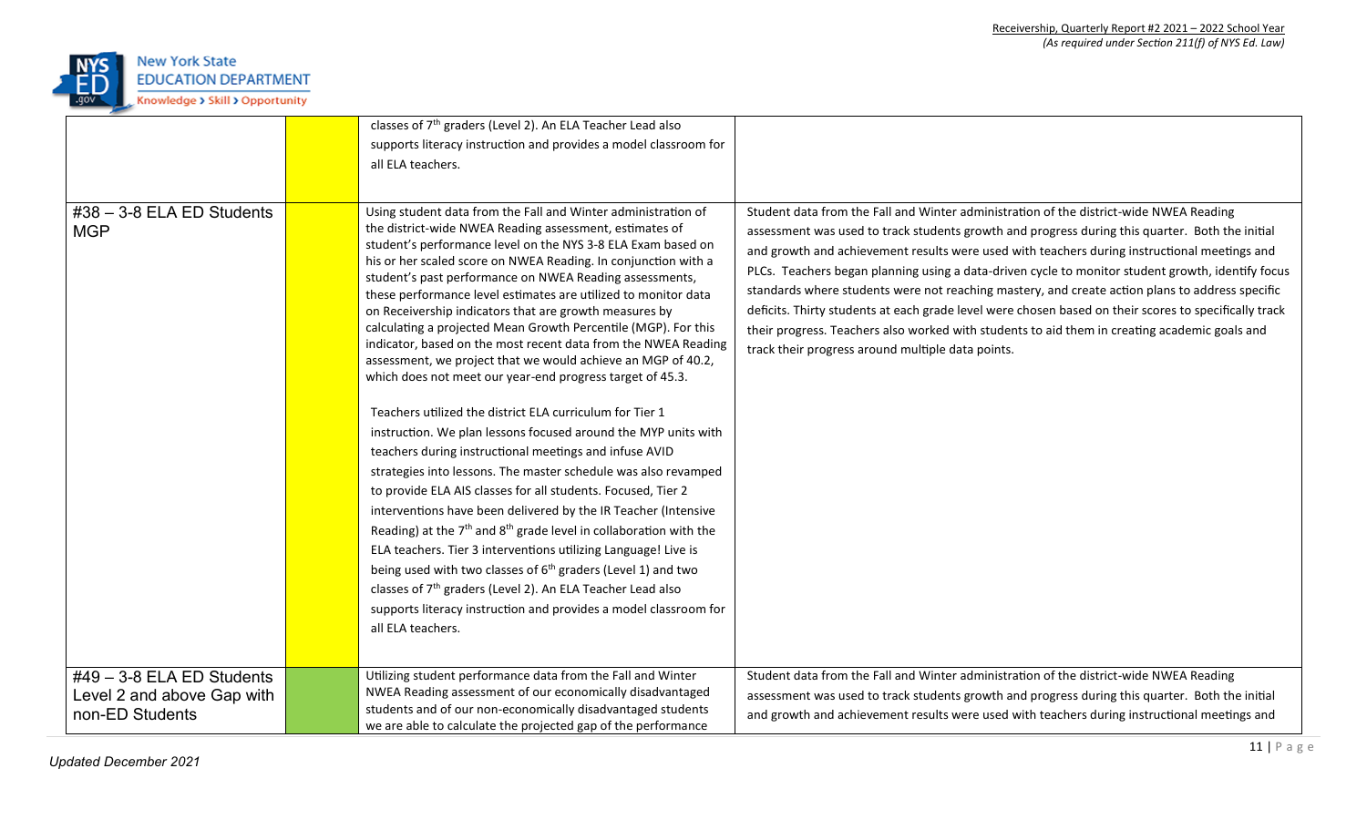| | | | |
|---|---|---|---|
| | | classes of 7th graders (Level 2). An ELA Teacher Lead also supports literacy instruction and provides a model classroom for all ELA teachers. | |
| #38 – 3-8 ELA ED Students MGP | | Using student data from the Fall and Winter administration of the district-wide NWEA Reading assessment, estimates of student's performance level on the NYS 3-8 ELA Exam based on his or her scaled score on NWEA Reading. In conjunction with a student's past performance on NWEA Reading assessments, these performance level estimates are utilized to monitor data on Receivership indicators that are growth measures by calculating a projected Mean Growth Percentile (MGP). For this indicator, based on the most recent data from the NWEA Reading assessment, we project that we would achieve an MGP of 40.2, which does not meet our year-end progress target of 45.3.<br><br>Teachers utilized the district ELA curriculum for Tier 1 instruction. We plan lessons focused around the MYP units with teachers during instructional meetings and infuse AVID strategies into lessons. The master schedule was also revamped to provide ELA AIS classes for all students. Focused, Tier 2 interventions have been delivered by the IR Teacher (Intensive Reading) at the 7th and 8th grade level in collaboration with the ELA teachers. Tier 3 interventions utilizing Language! Live is being used with two classes of 6th graders (Level 1) and two classes of 7th graders (Level 2). An ELA Teacher Lead also supports literacy instruction and provides a model classroom for all ELA teachers. | Student data from the Fall and Winter administration of the district-wide NWEA Reading assessment was used to track students growth and progress during this quarter. Both the initial and growth and achievement results were used with teachers during instructional meetings and PLCs. Teachers began planning using a data-driven cycle to monitor student growth, identify focus standards where students were not reaching mastery, and create action plans to address specific deficits. Thirty students at each grade level were chosen based on their scores to specifically track their progress. Teachers also worked with students to aid them in creating academic goals and track their progress around multiple data points. |
| #49 – 3-8 ELA ED Students Level 2 and above Gap with non-ED Students | | Utilizing student performance data from the Fall and Winter NWEA Reading assessment of our economically disadvantaged students and of our non-economically disadvantaged students we are able to calculate the projected gap of the performance | Student data from the Fall and Winter administration of the district-wide NWEA Reading assessment was used to track students growth and progress during this quarter. Both the initial and growth and achievement results were used with teachers during instructional meetings and |

*Updated December 2021*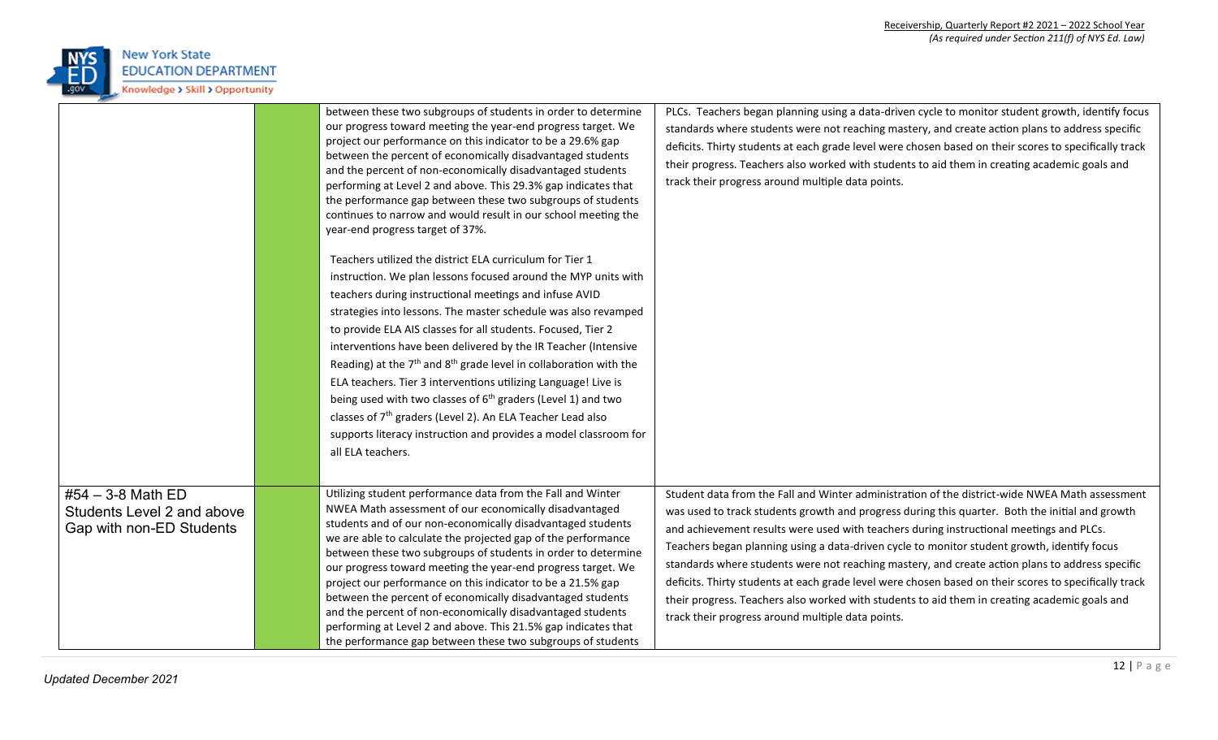| | | | |
|---|---|---|---|
| | | between these two subgroups of students in order to determine our progress toward meeting the year-end progress target. We project our performance on this indicator to be a 29.6% gap between the percent of economically disadvantaged students and the percent of non-economically disadvantaged students performing at Level 2 and above. This 29.3% gap indicates that the performance gap between these two subgroups of students continues to narrow and would result in our school meeting the year-end progress target of 37%.<br><br>Teachers utilized the district ELA curriculum for Tier 1 instruction. We plan lessons focused around the MYP units with teachers during instructional meetings and infuse AVID strategies into lessons. The master schedule was also revamped to provide ELA AIS classes for all students. Focused, Tier 2 interventions have been delivered by the IR Teacher (Intensive Reading) at the 7th and 8th grade level in collaboration with the ELA teachers. Tier 3 interventions utilizing Language! Live is being used with two classes of 6th graders (Level 1) and two classes of 7th graders (Level 2). An ELA Teacher Lead also supports literacy instruction and provides a model classroom for all ELA teachers. | PLCs. Teachers began planning using a data-driven cycle to monitor student growth, identify focus standards where students were not reaching mastery, and create action plans to address specific deficits. Thirty students at each grade level were chosen based on their scores to specifically track their progress. Teachers also worked with students to aid them in creating academic goals and track their progress around multiple data points. |
| #54 – 3-8 Math ED Students Level 2 and above Gap with non-ED Students | | Utilizing student performance data from the Fall and Winter NWEA Math assessment of our economically disadvantaged students and of our non-economically disadvantaged students we are able to calculate the projected gap of the performance between these two subgroups of students in order to determine our progress toward meeting the year-end progress target. We project our performance on this indicator to be a 21.5% gap between the percent of economically disadvantaged students and the percent of non-economically disadvantaged students performing at Level 2 and above. This 21.5% gap indicates that the performance gap between these two subgroups of students | Student data from the Fall and Winter administration of the district-wide NWEA Math assessment was used to track students growth and progress during this quarter. Both the initial and growth and achievement results were used with teachers during instructional meetings and PLCs. Teachers began planning using a data-driven cycle to monitor student growth, identify focus standards where students were not reaching mastery, and create action plans to address specific deficits. Thirty students at each grade level were chosen based on their scores to specifically track their progress. Teachers also worked with students to aid them in creating academic goals and track their progress around multiple data points. |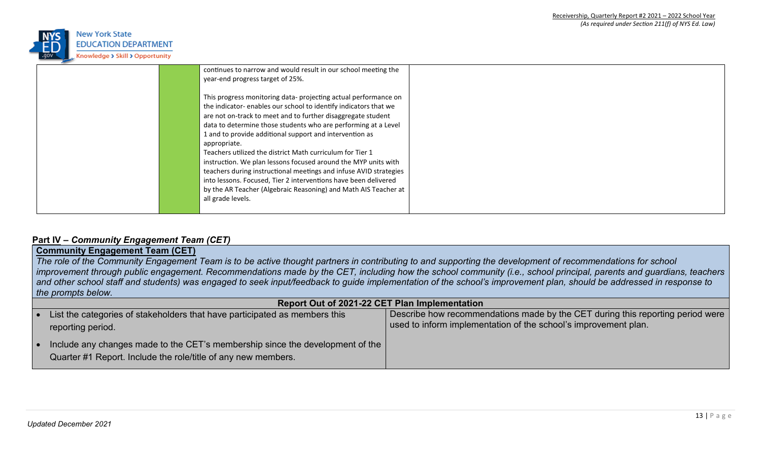|  |  | continues to narrow and would result in our school meeting the year-end progress target of 25%.<br><br>This progress monitoring data- projecting actual performance on the indicator- enables our school to identify indicators that we are not on-track to meet and to further disaggregate student data to determine those students who are performing at a Level 1 and to provide additional support and intervention as appropriate.<br>Teachers utilized the district Math curriculum for Tier 1 instruction. We plan lessons focused around the MYP units with teachers during instructional meetings and infuse AVID strategies into lessons. Focused, Tier 2 interventions have been delivered by the AR Teacher (Algebraic Reasoning) and Math AIS Teacher at all grade levels. |  |
|---|---|---|---|

## Part IV – *Community Engagement Team (CET)*

**Community Engagement Team (CET)**

*The role of the Community Engagement Team is to be active thought partners in contributing to and supporting the development of recommendations for school improvement through public engagement. Recommendations made by the CET, including how the school community (i.e., school principal, parents and guardians, teachers and other school staff and students) was engaged to seek input/feedback to guide implementation of the school's improvement plan, should be addressed in response to the prompts below.*

| **Report Out of 2021-22 CET Plan Implementation** | |
|---|---|
| • List the categories of stakeholders that have participated as members this reporting period.<br>• Include any changes made to the CET's membership since the development of the Quarter #1 Report. Include the role/title of any new members. | Describe how recommendations made by the CET during this reporting period were used to inform implementation of the school's improvement plan. |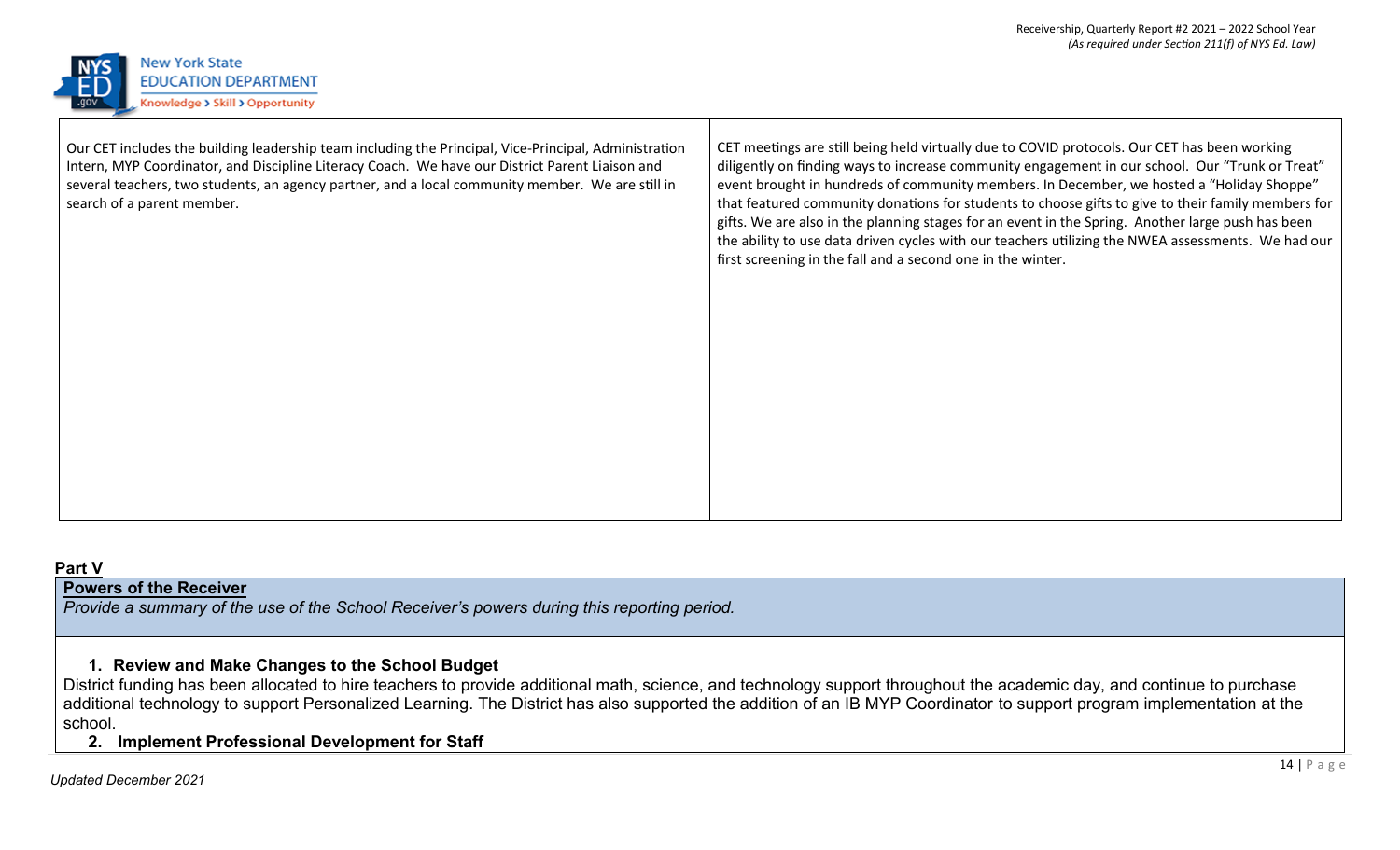| | |
|---|---|
| Our CET includes the building leadership team including the Principal, Vice-Principal, Administration Intern, MYP Coordinator, and Discipline Literacy Coach. We have our District Parent Liaison and several teachers, two students, an agency partner, and a local community member. We are still in search of a parent member. | CET meetings are still being held virtually due to COVID protocols. Our CET has been working diligently on finding ways to increase community engagement in our school. Our "Trunk or Treat" event brought in hundreds of community members. In December, we hosted a "Holiday Shoppe" that featured community donations for students to choose gifts to give to their family members for gifts. We are also in the planning stages for an event in the Spring. Another large push has been the ability to use data driven cycles with our teachers utilizing the NWEA assessments. We had our first screening in the fall and a second one in the winter. |

## Part V

### Powers of the Receiver

*Provide a summary of the use of the School Receiver's powers during this reporting period.*

1. **Review and Make Changes to the School Budget**

District funding has been allocated to hire teachers to provide additional math, science, and technology support throughout the academic day, and continue to purchase additional technology to support Personalized Learning. The District has also supported the addition of an IB MYP Coordinator to support program implementation at the school.

2. **Implement Professional Development for Staff**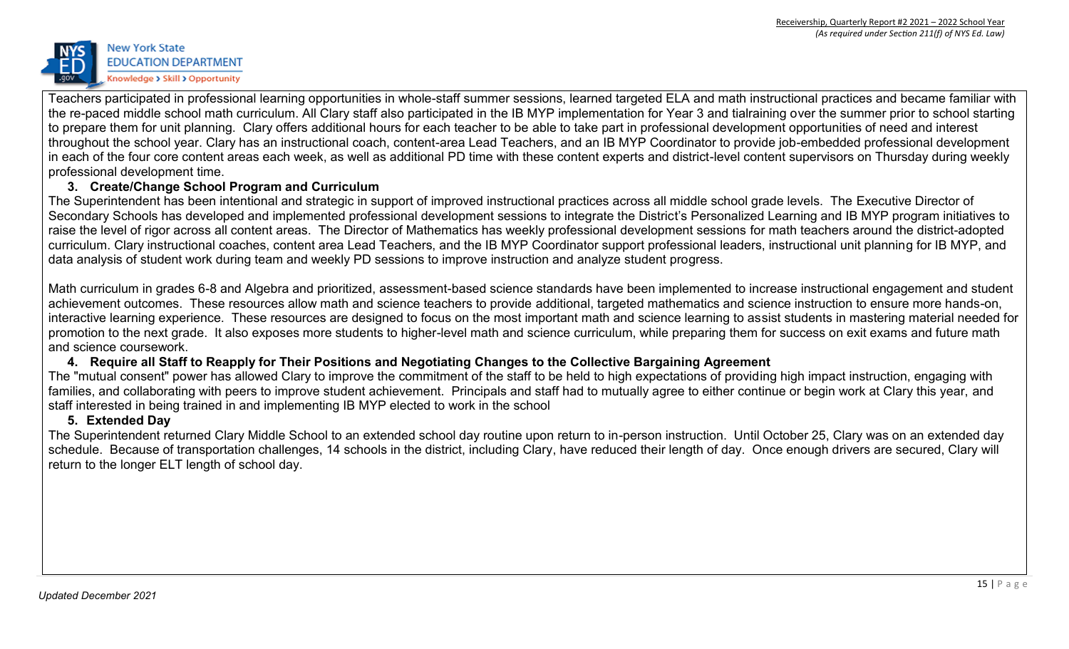Teachers participated in professional learning opportunities in whole-staff summer sessions, learned targeted ELA and math instructional practices and became familiar with the re-paced middle school math curriculum. All Clary staff also participated in the IB MYP implementation for Year 3 and tialraining over the summer prior to school starting to prepare them for unit planning. Clary offers additional hours for each teacher to be able to take part in professional development opportunities of need and interest throughout the school year. Clary has an instructional coach, content-area Lead Teachers, and an IB MYP Coordinator to provide job-embedded professional development in each of the four core content areas each week, as well as additional PD time with these content experts and district-level content supervisors on Thursday during weekly professional development time.

**3. Create/Change School Program and Curriculum**

The Superintendent has been intentional and strategic in support of improved instructional practices across all middle school grade levels. The Executive Director of Secondary Schools has developed and implemented professional development sessions to integrate the District's Personalized Learning and IB MYP program initiatives to raise the level of rigor across all content areas. The Director of Mathematics has weekly professional development sessions for math teachers around the district-adopted curriculum. Clary instructional coaches, content area Lead Teachers, and the IB MYP Coordinator support professional leaders, instructional unit planning for IB MYP, and data analysis of student work during team and weekly PD sessions to improve instruction and analyze student progress.

Math curriculum in grades 6-8 and Algebra and prioritized, assessment-based science standards have been implemented to increase instructional engagement and student achievement outcomes. These resources allow math and science teachers to provide additional, targeted mathematics and science instruction to ensure more hands-on, interactive learning experience. These resources are designed to focus on the most important math and science learning to assist students in mastering material needed for promotion to the next grade. It also exposes more students to higher-level math and science curriculum, while preparing them for success on exit exams and future math and science coursework.

**4. Require all Staff to Reapply for Their Positions and Negotiating Changes to the Collective Bargaining Agreement**

The "mutual consent" power has allowed Clary to improve the commitment of the staff to be held to high expectations of providing high impact instruction, engaging with families, and collaborating with peers to improve student achievement. Principals and staff had to mutually agree to either continue or begin work at Clary this year, and staff interested in being trained in and implementing IB MYP elected to work in the school

**5. Extended Day**

The Superintendent returned Clary Middle School to an extended school day routine upon return to in-person instruction. Until October 25, Clary was on an extended day schedule. Because of transportation challenges, 14 schools in the district, including Clary, have reduced their length of day. Once enough drivers are secured, Clary will return to the longer ELT length of school day.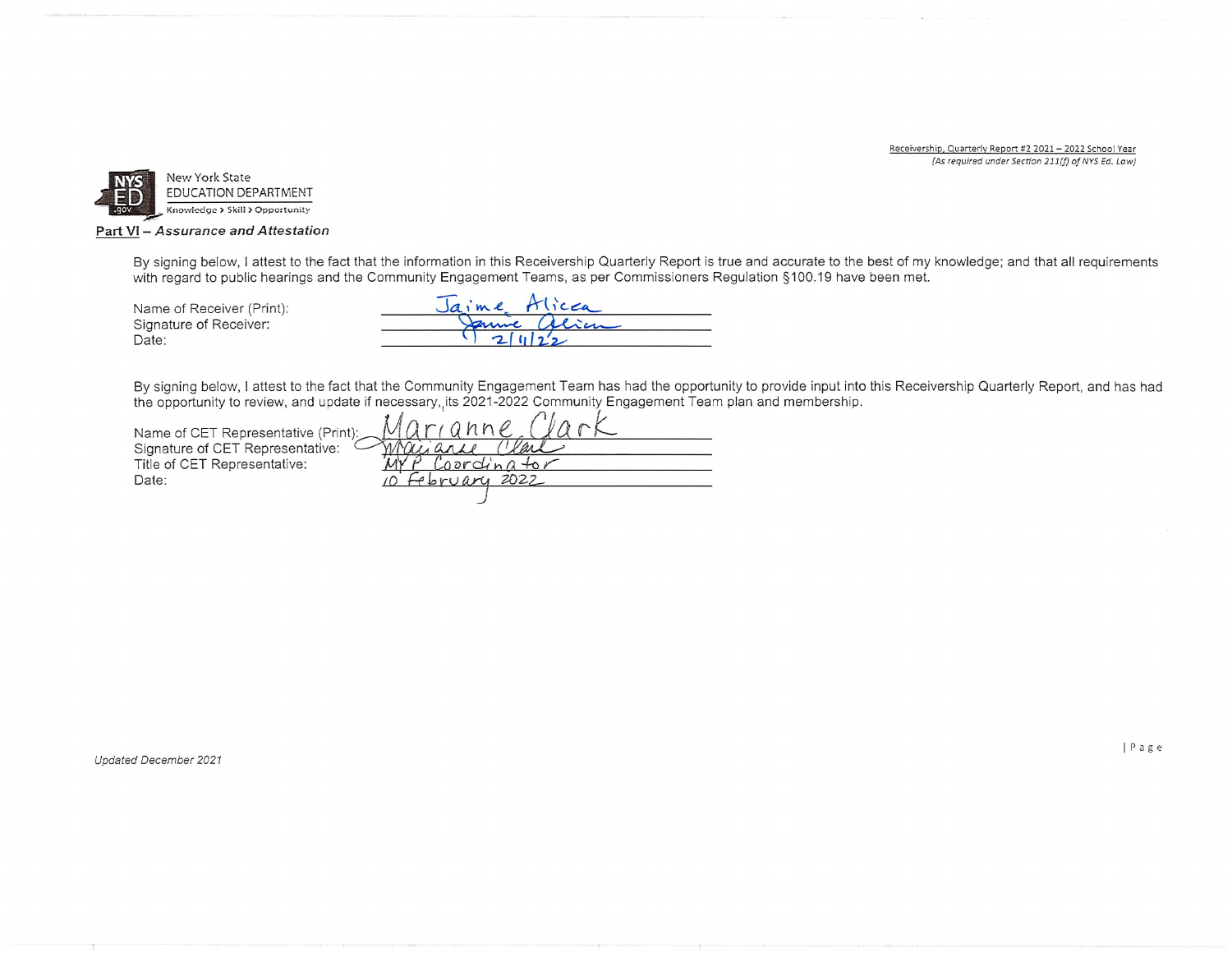Receivership, Quarterly Report #2 2021 – 2022 School Year
*(As required under Section 211(f) of NYS Ed. Law)*

New York State
EDUCATION DEPARTMENT
Knowledge > Skill > Opportunity

**Part VI** – ***Assurance and Attestation***

By signing below, I attest to the fact that the information in this Receivership Quarterly Report is true and accurate to the best of my knowledge; and that all requirements with regard to public hearings and the Community Engagement Teams, as per Commissioners Regulation §100.19 have been met.

Name of Receiver (Print): Jaime Alicea
Signature of Receiver: Jaime Alicea
Date: 2/4/22

By signing below, I attest to the fact that the Community Engagement Team has had the opportunity to provide input into this Receivership Quarterly Report, and has had the opportunity to review, and update if necessary, its 2021-2022 Community Engagement Team plan and membership.

Name of CET Representative (Print): Marianne Clark
Signature of CET Representative: Marianne Clark
Title of CET Representative: MYP Coordinator
Date: 10 February 2022

*Updated December 2021*